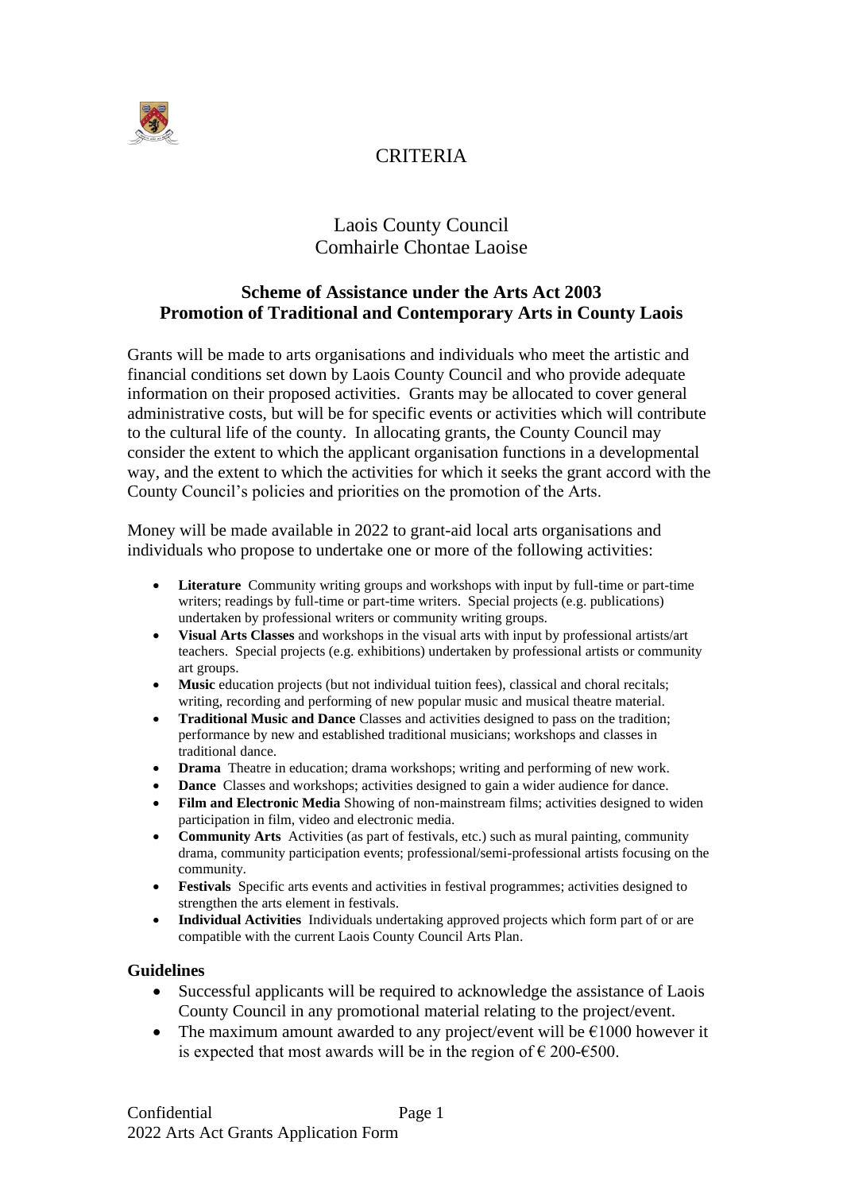# CRITERIA

## Laois County Council
## Comhairle Chontae Laoise

### Scheme of Assistance under the Arts Act 2003
### Promotion of Traditional and Contemporary Arts in County Laois

Grants will be made to arts organisations and individuals who meet the artistic and financial conditions set down by Laois County Council and who provide adequate information on their proposed activities. Grants may be allocated to cover general administrative costs, but will be for specific events or activities which will contribute to the cultural life of the county. In allocating grants, the County Council may consider the extent to which the applicant organisation functions in a developmental way, and the extent to which the activities for which it seeks the grant accord with the County Council's policies and priorities on the promotion of the Arts.

Money will be made available in 2022 to grant-aid local arts organisations and individuals who propose to undertake one or more of the following activities:

- **Literature** Community writing groups and workshops with input by full-time or part-time writers; readings by full-time or part-time writers. Special projects (e.g. publications) undertaken by professional writers or community writing groups.
- **Visual Arts Classes** and workshops in the visual arts with input by professional artists/art teachers. Special projects (e.g. exhibitions) undertaken by professional artists or community art groups.
- **Music** education projects (but not individual tuition fees), classical and choral recitals; writing, recording and performing of new popular music and musical theatre material.
- **Traditional Music and Dance** Classes and activities designed to pass on the tradition; performance by new and established traditional musicians; workshops and classes in traditional dance.
- **Drama** Theatre in education; drama workshops; writing and performing of new work.
- **Dance** Classes and workshops; activities designed to gain a wider audience for dance.
- **Film and Electronic Media** Showing of non-mainstream films; activities designed to widen participation in film, video and electronic media.
- **Community Arts** Activities (as part of festivals, etc.) such as mural painting, community drama, community participation events; professional/semi-professional artists focusing on the community.
- **Festivals** Specific arts events and activities in festival programmes; activities designed to strengthen the arts element in festivals.
- **Individual Activities** Individuals undertaking approved projects which form part of or are compatible with the current Laois County Council Arts Plan.

#### Guidelines

- Successful applicants will be required to acknowledge the assistance of Laois County Council in any promotional material relating to the project/event.
- The maximum amount awarded to any project/event will be €1000 however it is expected that most awards will be in the region of € 200-€500.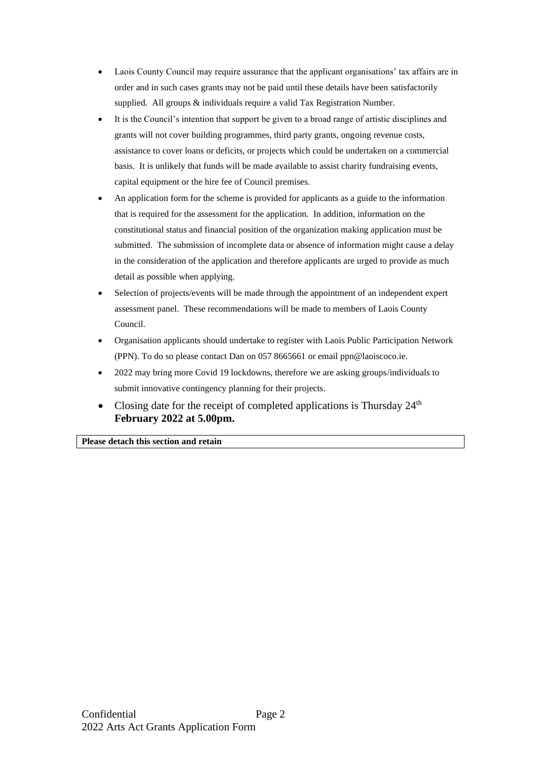- Laois County Council may require assurance that the applicant organisations' tax affairs are in order and in such cases grants may not be paid until these details have been satisfactorily supplied. All groups & individuals require a valid Tax Registration Number.
- It is the Council's intention that support be given to a broad range of artistic disciplines and grants will not cover building programmes, third party grants, ongoing revenue costs, assistance to cover loans or deficits, or projects which could be undertaken on a commercial basis. It is unlikely that funds will be made available to assist charity fundraising events, capital equipment or the hire fee of Council premises.
- An application form for the scheme is provided for applicants as a guide to the information that is required for the assessment for the application. In addition, information on the constitutional status and financial position of the organization making application must be submitted. The submission of incomplete data or absence of information might cause a delay in the consideration of the application and therefore applicants are urged to provide as much detail as possible when applying.
- Selection of projects/events will be made through the appointment of an independent expert assessment panel. These recommendations will be made to members of Laois County Council.
- Organisation applicants should undertake to register with Laois Public Participation Network (PPN). To do so please contact Dan on 057 8665661 or email ppn@laoiscoco.ie.
- 2022 may bring more Covid 19 lockdowns, therefore we are asking groups/individuals to submit innovative contingency planning for their projects.
- Closing date for the receipt of completed applications is Thursday 24th **February 2022 at 5.00pm.**

| **Please detach this section and retain** |
|---|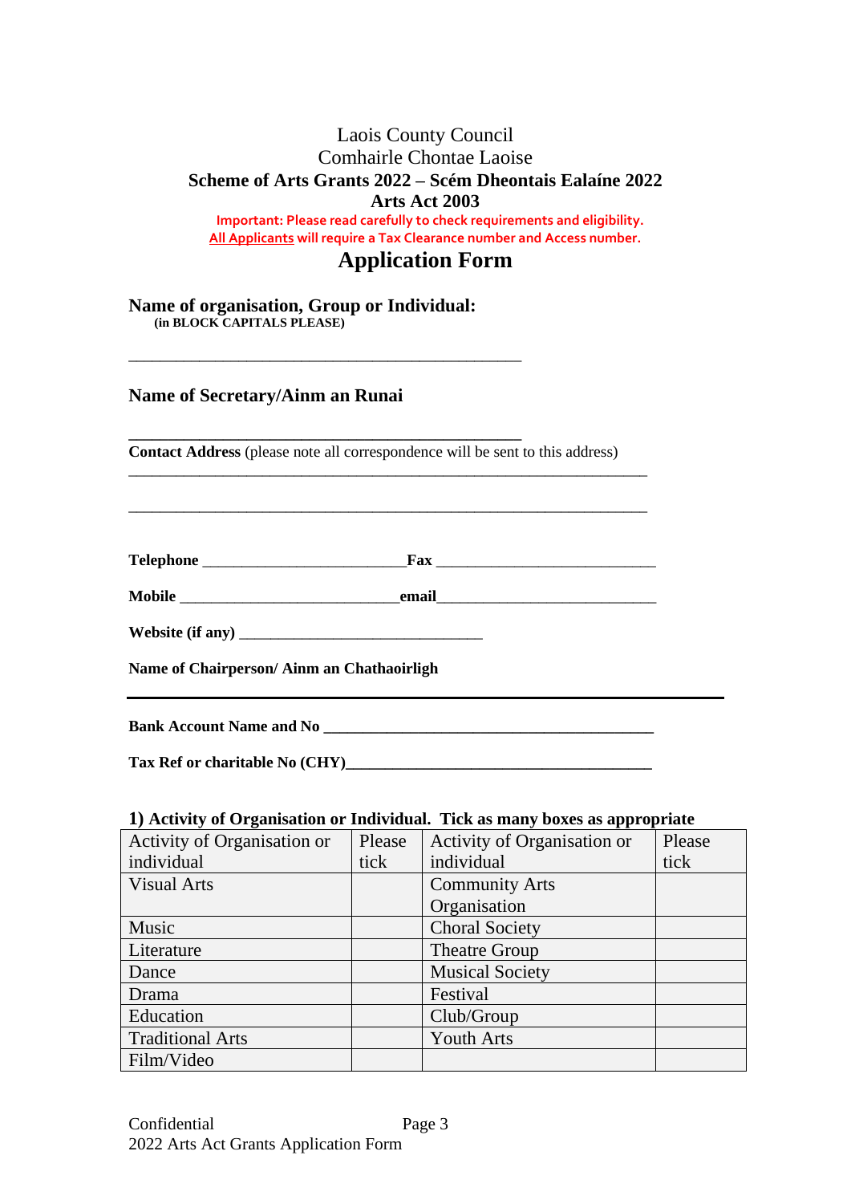Laois County Council
Comhairle Chontae Laoise

**Scheme of Arts Grants 2022 – Scém Dheontais Ealaíne 2022**

**Arts Act 2003**

**Important: Please read carefully to check requirements and eligibility.**

**All Applicants will require a Tax Clearance number and Access number.**

# Application Form

**Name of organisation, Group or Individual:**
**(in BLOCK CAPITALS PLEASE)**

_______________________________________________

**Name of Secretary/Ainm an Runai**

_______________________________________________

**Contact Address** (please note all correspondence will be sent to this address)

_______________________________________________________________

_______________________________________________________________

**Telephone** ________________________**Fax** __________________________

**Mobile** __________________________**email**__________________________

**Website (if any)** _____________________________

**Name of Chairperson/ Ainm an Chathaoirligh**

_______________________________________________________________

**Bank Account Name and No** _______________________________________

**Tax Ref or charitable No (CHY)**_____________________________________

**1) Activity of Organisation or Individual. Tick as many boxes as appropriate**

| Activity of Organisation or individual | Please tick | Activity of Organisation or individual | Please tick |
|---|---|---|---|
| Visual Arts | | Community Arts Organisation | |
| Music | | Choral Society | |
| Literature | | Theatre Group | |
| Dance | | Musical Society | |
| Drama | | Festival | |
| Education | | Club/Group | |
| Traditional Arts | | Youth Arts | |
| Film/Video | | | |

Confidential
2022 Arts Act Grants Application Form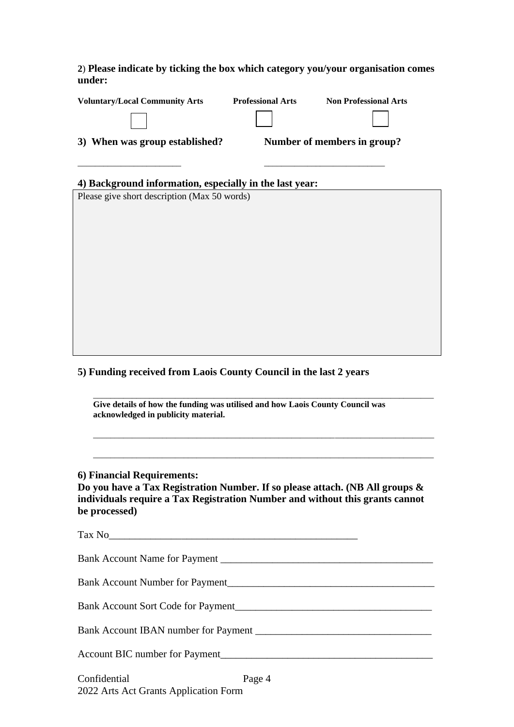**2) Please indicate by ticking the box which category you/your organisation comes under:**

| **Voluntary/Local Community Arts** | **Professional Arts** | **Non Professional Arts** |
|---|---|---|
| ☐ | ☐ | ☐ |

**3) When was group established?** ____________________

**Number of members in group?** ________________________

**4) Background information, especially in the last year:**

Please give short description (Max 50 words)

**5) Funding received from Laois County Council in the last 2 years**

______________________________________________________________________

**Give details of how the funding was utilised and how Laois County Council was acknowledged in publicity material.**

______________________________________________________________________

______________________________________________________________________

**6) Financial Requirements:**

**Do you have a Tax Registration Number. If so please attach. (NB All groups & individuals require a Tax Registration Number and without this grants cannot be processed)**

Tax No__________________________________________________

Bank Account Name for Payment ________________________________________

Bank Account Number for Payment_______________________________________

Bank Account Sort Code for Payment_____________________________________

Bank Account IBAN number for Payment _________________________________

Account BIC number for Payment_______________________________________

Confidential

2022 Arts Act Grants Application Form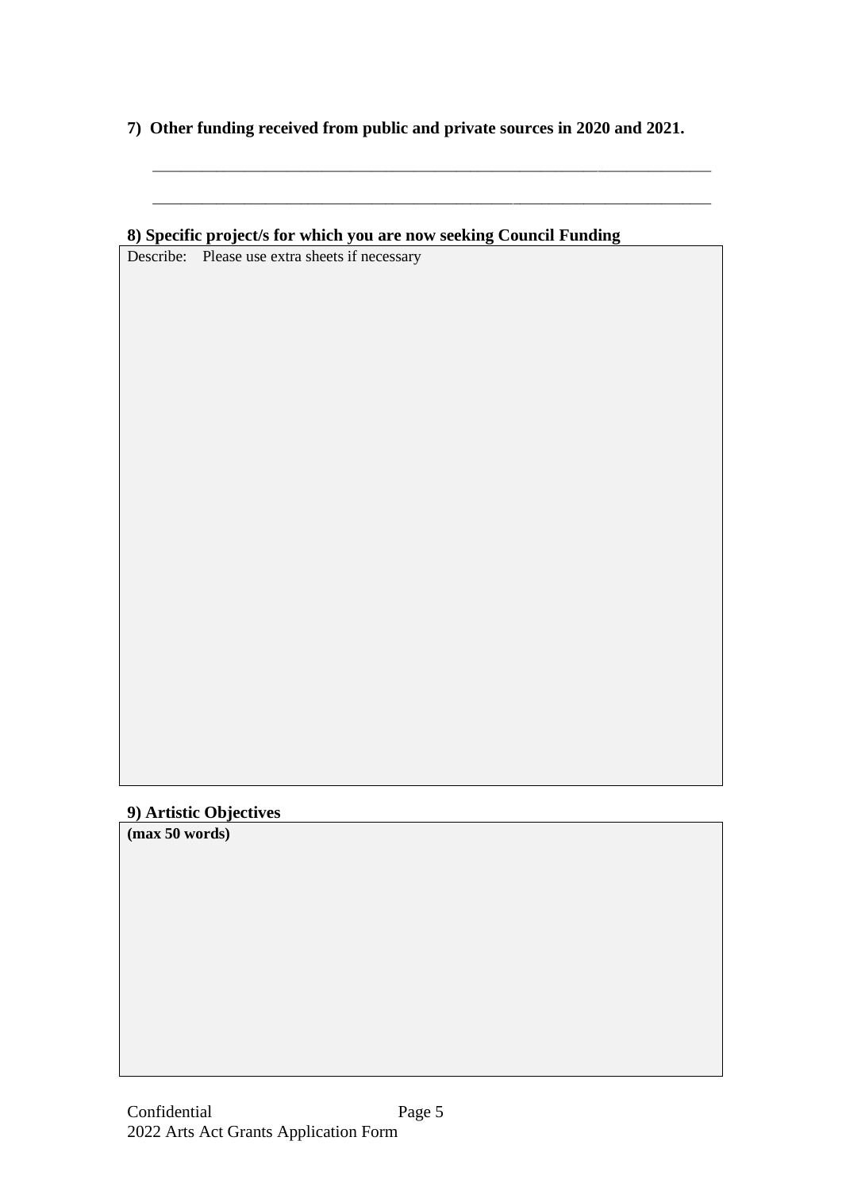**7) Other funding received from public and private sources in 2020 and 2021.**

_______________________________________________________________________

_______________________________________________________________________

**8) Specific project/s for which you are now seeking Council Funding**

Describe: Please use extra sheets if necessary

**9) Artistic Objectives**

**(max 50 words)**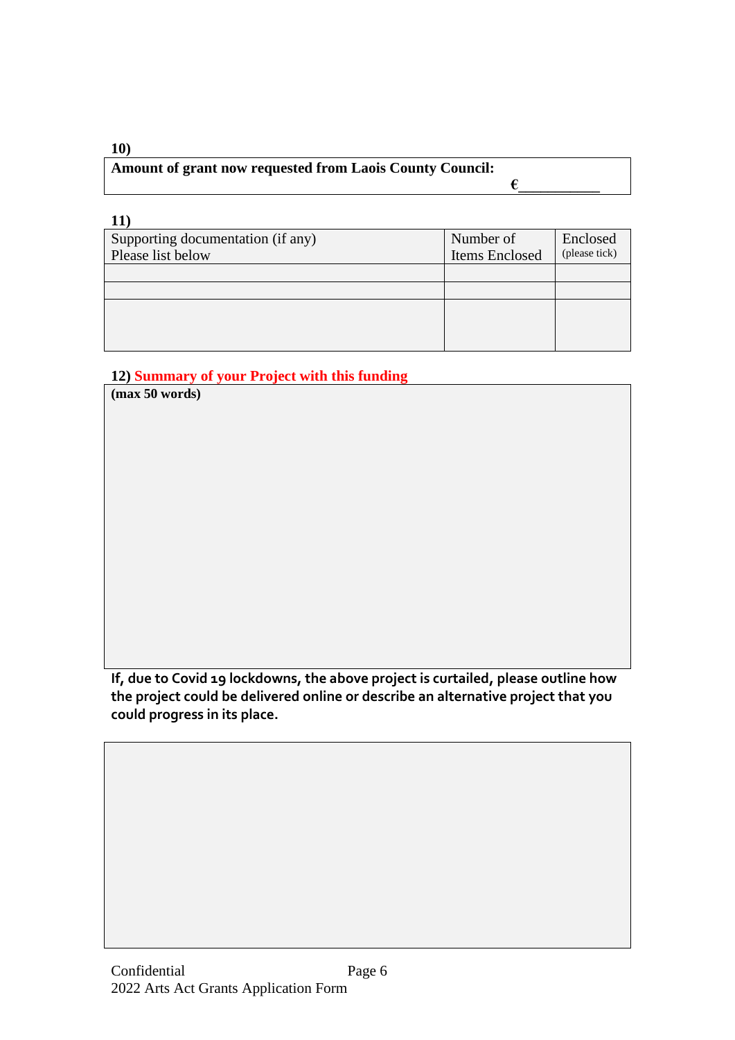**10)**

| **Amount of grant now requested from Laois County Council:** €__________ |
|---|

**11)**

| Supporting documentation (if any) Please list below | Number of Items Enclosed | Enclosed (please tick) |
|---|---|---|
| | | |
| | | |
| | | |

**12) Summary of your Project with this funding**

| **(max 50 words)** |
|---|
| |

**If, due to Covid 19 lockdowns, the above project is curtailed, please outline how the project could be delivered online or describe an alternative project that you could progress in its place.**

| |
|---|
| |

Confidential

2022 Arts Act Grants Application Form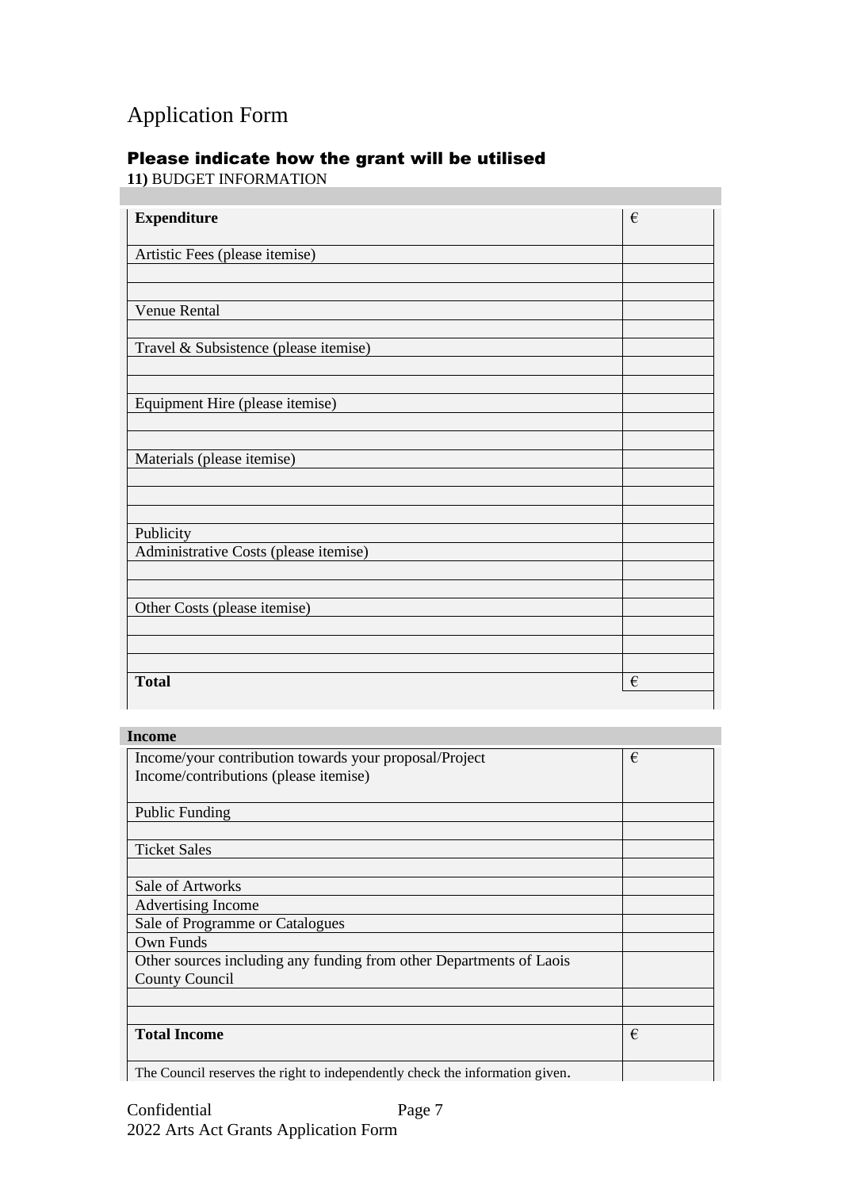# Application Form

## Please indicate how the grant will be utilised

**11)** BUDGET INFORMATION

| **Expenditure** | € |
|---|---|
| Artistic Fees (please itemise) | |
| | |
| | |
| Venue Rental | |
| | |
| Travel & Subsistence (please itemise) | |
| | |
| | |
| Equipment Hire (please itemise) | |
| | |
| | |
| Materials (please itemise) | |
| | |
| | |
| | |
| Publicity | |
| Administrative Costs (please itemise) | |
| | |
| | |
| Other Costs (please itemise) | |
| | |
| | |
| | |
| **Total** | € |

**Income**

| Income/your contribution towards your proposal/Project Income/contributions (please itemise) | € |
|---|---|
| Public Funding | |
| | |
| Ticket Sales | |
| | |
| Sale of Artworks | |
| Advertising Income | |
| Sale of Programme or Catalogues | |
| Own Funds | |
| Other sources including any funding from other Departments of Laois County Council | |
| | |
| | |
| **Total Income** | € |
| The Council reserves the right to independently check the information given. | |

Confidential

2022 Arts Act Grants Application Form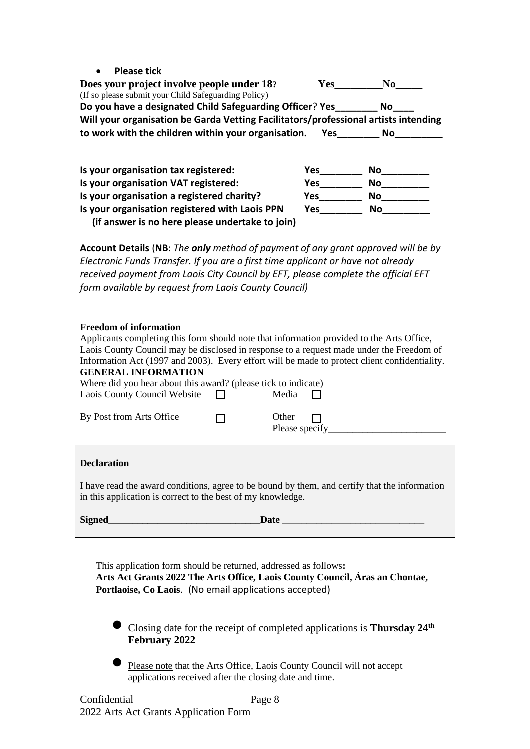- **Please tick**

**Does your project involve people under 18?** **Yes\_\_\_\_\_\_\_\_\_No\_\_\_\_\_**
(If so please submit your Child Safeguarding Policy)

**Do you have a designated Child Safeguarding Officer? Yes\_\_\_\_\_\_\_\_ No\_\_\_\_**

**Will your organisation be Garda Vetting Facilitators/professional artists intending to work with the children within your organisation. Yes\_\_\_\_\_\_\_\_ No\_\_\_\_\_\_\_\_\_**

**Is your organisation tax registered:** **Yes\_\_\_\_\_\_\_\_ No\_\_\_\_\_\_\_\_\_**
**Is your organisation VAT registered:** **Yes\_\_\_\_\_\_\_\_ No\_\_\_\_\_\_\_\_\_**
**Is your organisation a registered charity?** **Yes\_\_\_\_\_\_\_\_ No\_\_\_\_\_\_\_\_\_**
**Is your organisation registered with Laois PPN** **Yes\_\_\_\_\_\_\_\_ No\_\_\_\_\_\_\_\_\_**
**(if answer is no here please undertake to join)**

**Account Details** (**NB**: *The **only** method of payment of any grant approved will be by Electronic Funds Transfer. If you are a first time applicant or have not already received payment from Laois City Council by EFT, please complete the official EFT form available by request from Laois County Council)*

**Freedom of information**

Applicants completing this form should note that information provided to the Arts Office, Laois County Council may be disclosed in response to a request made under the Freedom of Information Act (1997 and 2003). Every effort will be made to protect client confidentiality.

**GENERAL INFORMATION**

Where did you hear about this award? (please tick to indicate)

Laois County Council Website ☐ Media ☐

By Post from Arts Office ☐ Other ☐
Please specify\_\_\_\_\_\_\_\_\_\_\_\_\_\_\_\_\_\_\_\_\_\_\_\_

**Declaration**

I have read the award conditions, agree to be bound by them, and certify that the information in this application is correct to the best of my knowledge.

**Signed\_\_\_\_\_\_\_\_\_\_\_\_\_\_\_\_\_\_\_\_\_\_\_\_\_\_\_\_\_\_Date** \_\_\_\_\_\_\_\_\_\_\_\_\_\_\_\_\_\_\_\_\_\_\_\_\_\_\_\_\_

This application form should be returned, addressed as follows**:**
**Arts Act Grants 2022 The Arts Office, Laois County Council, Áras an Chontae, Portlaoise, Co Laois**. (No email applications accepted)

- Closing date for the receipt of completed applications is **Thursday 24th February 2022**
- Please note that the Arts Office, Laois County Council will not accept applications received after the closing date and time.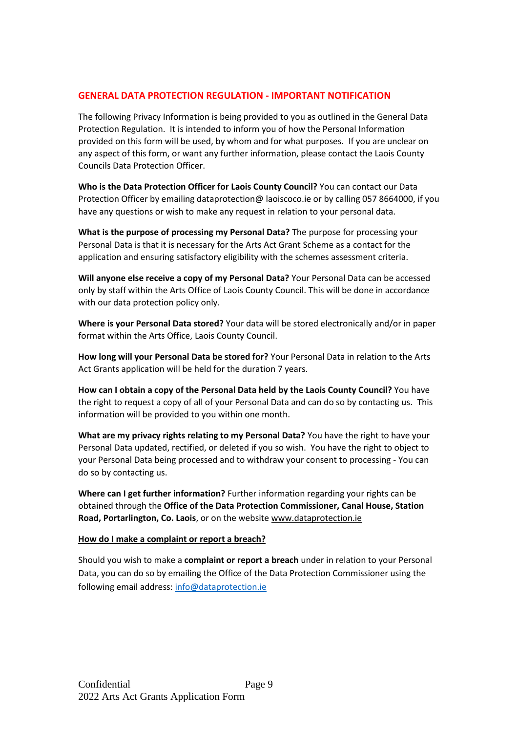## GENERAL DATA PROTECTION REGULATION - IMPORTANT NOTIFICATION

The following Privacy Information is being provided to you as outlined in the General Data Protection Regulation. It is intended to inform you of how the Personal Information provided on this form will be used, by whom and for what purposes. If you are unclear on any aspect of this form, or want any further information, please contact the Laois County Councils Data Protection Officer.

**Who is the Data Protection Officer for Laois County Council?** You can contact our Data Protection Officer by emailing dataprotection@ laoiscoco.ie or by calling 057 8664000, if you have any questions or wish to make any request in relation to your personal data.

**What is the purpose of processing my Personal Data?** The purpose for processing your Personal Data is that it is necessary for the Arts Act Grant Scheme as a contact for the application and ensuring satisfactory eligibility with the schemes assessment criteria.

**Will anyone else receive a copy of my Personal Data?** Your Personal Data can be accessed only by staff within the Arts Office of Laois County Council. This will be done in accordance with our data protection policy only.

**Where is your Personal Data stored?** Your data will be stored electronically and/or in paper format within the Arts Office, Laois County Council.

**How long will your Personal Data be stored for?** Your Personal Data in relation to the Arts Act Grants application will be held for the duration 7 years.

**How can I obtain a copy of the Personal Data held by the Laois County Council?** You have the right to request a copy of all of your Personal Data and can do so by contacting us. This information will be provided to you within one month.

**What are my privacy rights relating to my Personal Data?** You have the right to have your Personal Data updated, rectified, or deleted if you so wish. You have the right to object to your Personal Data being processed and to withdraw your consent to processing - You can do so by contacting us.

**Where can I get further information?** Further information regarding your rights can be obtained through the **Office of the Data Protection Commissioner, Canal House, Station Road, Portarlington, Co. Laois**, or on the website www.dataprotection.ie

**How do I make a complaint or report a breach?**

Should you wish to make a **complaint or report a breach** under in relation to your Personal Data, you can do so by emailing the Office of the Data Protection Commissioner using the following email address: info@dataprotection.ie